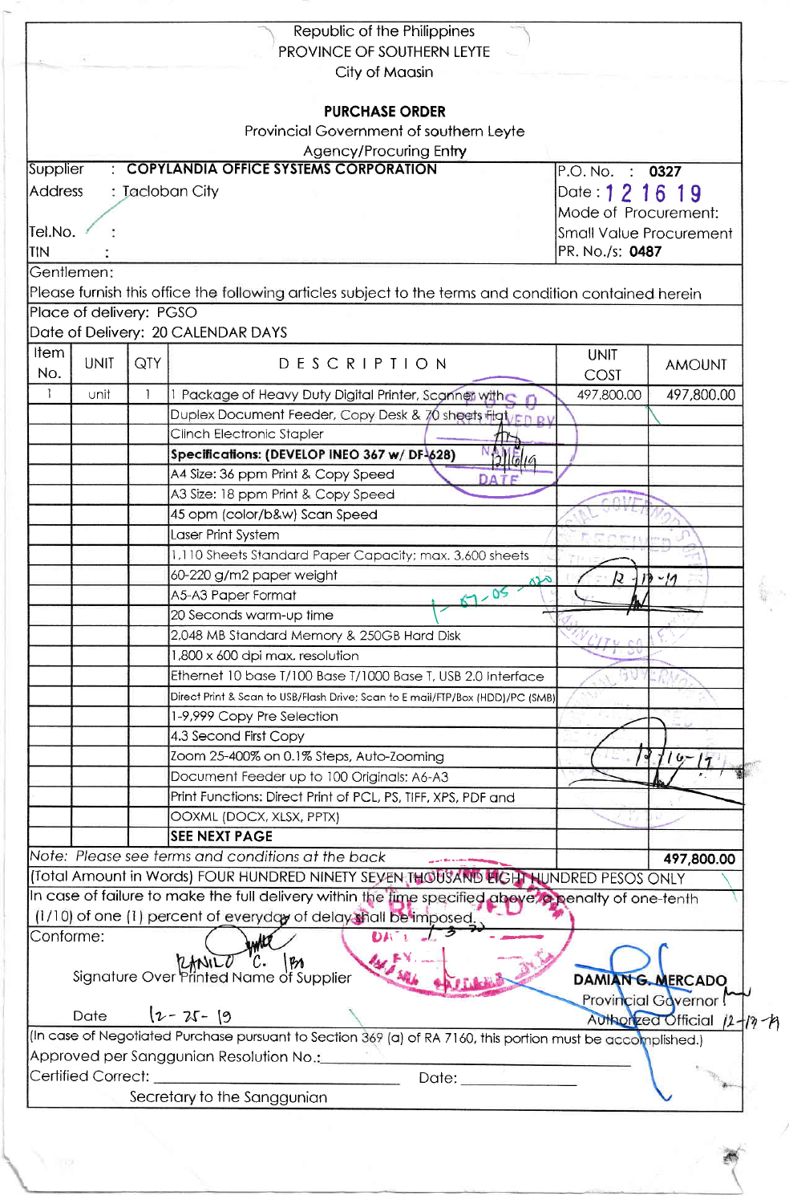Republic of the Philippines
PROVINCE OF SOUTHERN LEYTE
City of Maasin

# PURCHASE ORDER

Provincial Government of southern Leyte
Agency/Procuring Entry

| | |
|---|---|
| Supplier : **COPYLANDIA OFFICE SYSTEMS CORPORATION** | P.O. No. : **0327** |
| Address : Tacloban City | Date : 12 16 19 |
| | Mode of Procurement: |
| Tel.No. : | Small Value Procurement |
| TIN : | PR. No./s: **0487** |

Gentlemen:
Please furnish this office the following articles subject to the terms and condition contained herein

Place of delivery: PGSO
Date of Delivery: 20 CALENDAR DAYS

| Item No. | UNIT | QTY | DESCRIPTION | UNIT COST | AMOUNT |
|---|---|---|---|---|---|
| 1 | unit | 1 | 1 Package of Heavy Duty Digital Printer, Scanner with | 497,800.00 | 497,800.00 |
| | | | Duplex Document Feeder, Copy Desk & 70 sheets Flat | | |
| | | | Clinch Electronic Stapler | | |
| | | | **Specifications: (DEVELOP INEO 367 w/ DF-628)** | | |
| | | | A4 Size: 36 ppm Print & Copy Speed | | |
| | | | A3 Size: 18 ppm Print & Copy Speed | | |
| | | | 45 opm (color/b&w) Scan Speed | | |
| | | | Laser Print System | | |
| | | | 1,110 Sheets Standard Paper Capacity; max. 3,600 sheets | | |
| | | | 60-220 g/m2 paper weight | | |
| | | | A5-A3 Paper Format | | |
| | | | 20 Seconds warm-up time | | |
| | | | 2,048 MB Standard Memory & 250GB Hard Disk | | |
| | | | 1,800 x 600 dpi max. resolution | | |
| | | | Ethernet 10 base T/100 Base T/1000 Base T, USB 2.0 Interface | | |
| | | | Direct Print & Scan to USB/Flash Drive; Scan to E mail/FTP/Box (HDD)/PC (SMB) | | |
| | | | 1-9,999 Copy Pre Selection | | |
| | | | 4.3 Second First Copy | | |
| | | | Zoom 25-400% on 0.1% Steps, Auto-Zooming | | |
| | | | Document Feeder up to 100 Originals: A6-A3 | | |
| | | | Print Functions: Direct Print of PCL, PS, TIFF, XPS, PDF and | | |
| | | | OOXML (DOCX, XLSX, PPTX) | | |
| | | | **SEE NEXT PAGE** | | |
| *Note: Please see terms and conditions at the back* | | | | | **497,800.00** |

(Total Amount in Words) FOUR HUNDRED NINETY SEVEN THOUSAND EIGHT HUNDRED PESOS ONLY

In case of failure to make the full delivery within the time specified above, a penalty of one-tenth (1/10) of one (1) percent of everyday of delay shall be imposed.

Conforme:

RANILO C. [signature]
Signature Over Printed Name of Supplier

Date 12-25-19

**DAMIAN G. MERCADO**
Provincial Governor
Authorized Official 12-17-19

(In case of Negotiated Purchase pursuant to Section 369 (a) of RA 7160, this portion must be accomplished.)
Approved per Sanggunian Resolution No.:________________________
Certified Correct: ________________________ Date: ____________
Secretary to the Sanggunian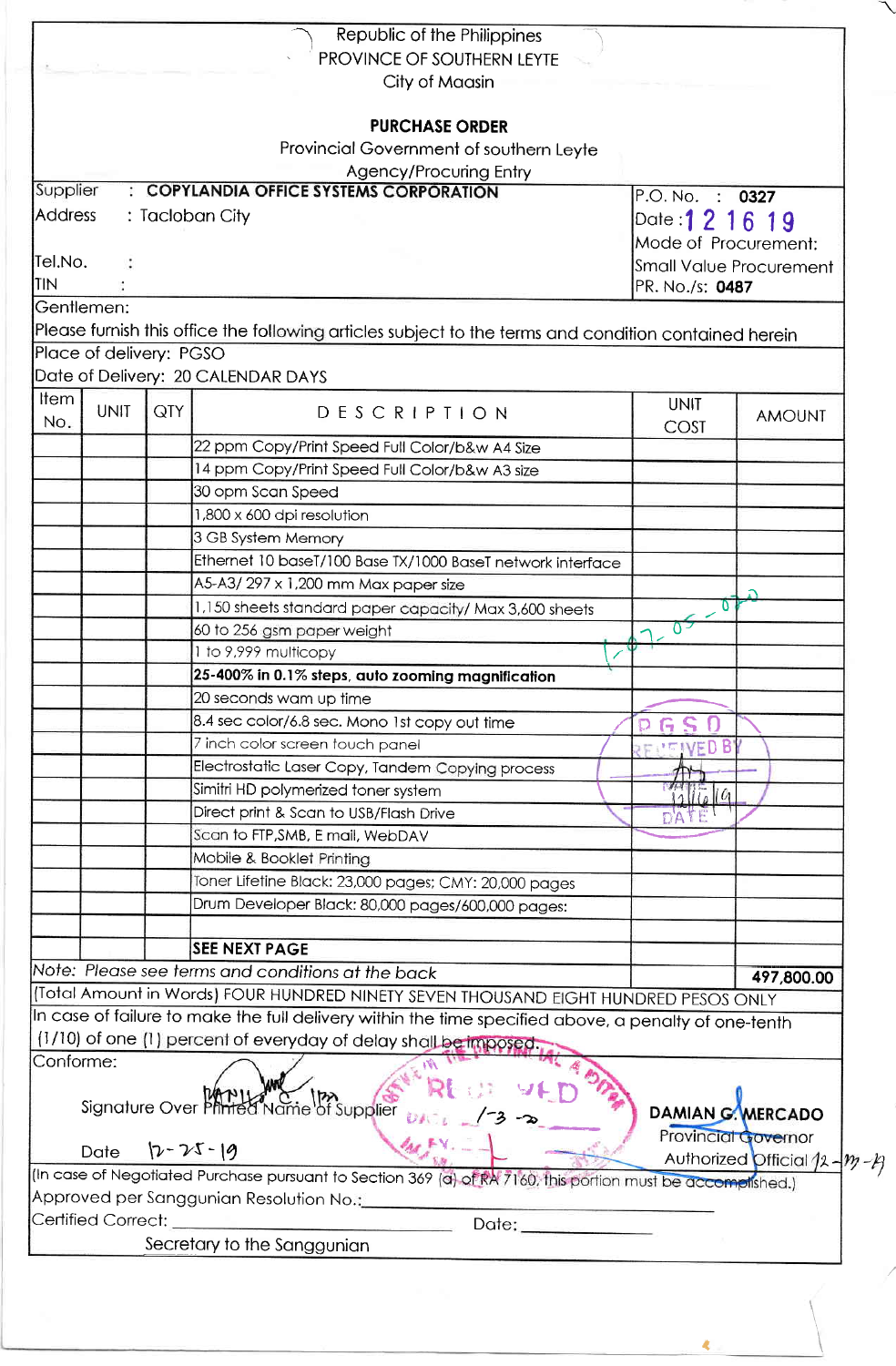Republic of the Philippines
PROVINCE OF SOUTHERN LEYTE
City of Maasin

# PURCHASE ORDER

Provincial Government of southern Leyte
Agency/Procuring Entry

| | |
|---|---|
| Supplier : **COPYLANDIA OFFICE SYSTEMS CORPORATION** | P.O. No. : **0327** |
| Address : Tacloban City | Date : 12 16 19 |
| | Mode of Procurement: Small Value Procurement |
| Tel.No. : | |
| TIN : | PR. No./s: **0487** |

Gentlemen:

Please furnish this office the following articles subject to the terms and condition contained herein

Place of delivery: PGSO

Date of Delivery: 20 CALENDAR DAYS

| Item No. | UNIT | QTY | DESCRIPTION | UNIT COST | AMOUNT |
|---|---|---|---|---|---|
| | | | 22 ppm Copy/Print Speed Full Color/b&w A4 Size | | |
| | | | 14 ppm Copy/Print Speed Full Color/b&w A3 size | | |
| | | | 30 opm Scan Speed | | |
| | | | 1,800 x 600 dpi resolution | | |
| | | | 3 GB System Memory | | |
| | | | Ethernet 10 baseT/100 Base TX/1000 BaseT network interface | | |
| | | | A5-A3/ 297 x 1,200 mm Max paper size | | |
| | | | 1,150 sheets standard paper capacity/ Max 3,600 sheets | | |
| | | | 60 to 256 gsm paper weight | | |
| | | | 1 to 9,999 multicopy | | |
| | | | **25-400% in 0.1% steps, auto zooming magnification** | | |
| | | | 20 seconds wam up time | | |
| | | | 8.4 sec color/6.8 sec. Mono 1st copy out time | | |
| | | | 7 inch color screen touch panel | | |
| | | | Electrostatic Laser Copy, Tandem Copying process | | |
| | | | Simitri HD polymerized toner system | | |
| | | | Direct print & Scan to USB/Flash Drive | | |
| | | | Scan to FTP,SMB, E mail, WebDAV | | |
| | | | Mobile & Booklet Printing | | |
| | | | Toner Lifetine Black: 23,000 pages; CMY: 20,000 pages | | |
| | | | Drum Developer Black: 80,000 pages/600,000 pages: | | |
| | | | | | |
| | | | **SEE NEXT PAGE** | | |

1-07-05-020

PGSO RECEIVED BY 12/16/19 DATE

*Note: Please see terms and conditions at the back* **497,800.00**

(Total Amount in Words) FOUR HUNDRED NINETY SEVEN THOUSAND EIGHT HUNDRED PESOS ONLY

In case of failure to make the full delivery within the time specified above, a penalty of one-tenth (1/10) of one (1) percent of everyday of delay shall be imposed.

Conforme:

Signature Over Printed Name of Supplier

Date 12-25-19

RECEIVED DATE 1-3-20

**DAMIAN G. MERCADO**
Provincial Governor
Authorized Official 12-27-19

(In case of Negotiated Purchase pursuant to Section 369 (a) of RA 7160, this portion must be accomplished.)

Approved per Sanggunian Resolution No.:\_\_\_\_\_\_\_\_\_\_\_\_

Certified Correct: \_\_\_\_\_\_\_\_\_\_\_\_ Date: \_\_\_\_\_\_\_\_\_\_\_\_

Secretary to the Sanggunian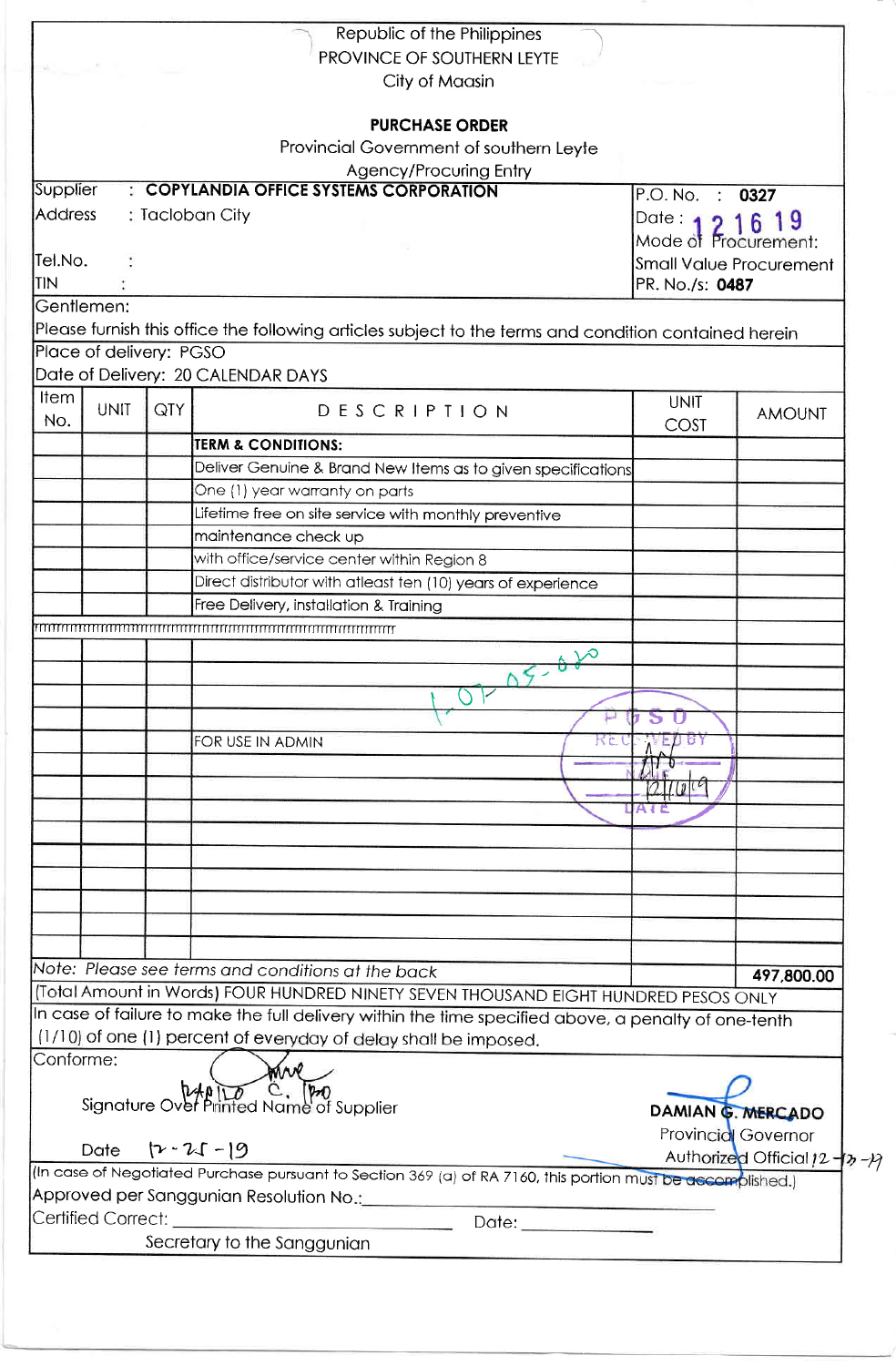Republic of the Philippines
PROVINCE OF SOUTHERN LEYTE
City of Maasin

**PURCHASE ORDER**

Provincial Government of southern Leyte
Agency/Procuring Entry

| | |
|---|---|
| Supplier : **COPYLANDIA OFFICE SYSTEMS CORPORATION** | P.O. No. : **0327** |
| Address : Tacloban City | Date : 12 16 19 |
| | Mode of Procurement: Small Value Procurement |
| Tel.No. : | |
| TIN : | PR. No./s: **0487** |

Gentlemen:

Please furnish this office the following articles subject to the terms and condition contained herein

Place of delivery: PGSO

Date of Delivery: 20 CALENDAR DAYS

| Item No. | UNIT | QTY | DESCRIPTION | UNIT COST | AMOUNT |
|---|---|---|---|---|---|
| | | | **TERM & CONDITIONS:** | | |
| | | | Deliver Genuine & Brand New Items as to given specifications | | |
| | | | One (1) year warranty on parts | | |
| | | | Lifetime free on site service with monthly preventive | | |
| | | | maintenance check up | | |
| | | | with office/service center within Region 8 | | |
| | | | Direct distributor with atleast ten (10) years of experience | | |
| | | | Free Delivery, installation & Training | | |
| rrrrrrrrrrrrrrrrrrrrrrrrrrrrrrrrrrrrrrrrrrrrrrrrrrrrrrrrrrrrrrr | | | | | |
| | | | 1-07-05-020 | | |
| | | | FOR USE IN ADMIN | | |
| Note: *Please see terms and conditions at the back* | | | | | **497,800.00** |

(Total Amount in Words) FOUR HUNDRED NINETY SEVEN THOUSAND EIGHT HUNDRED PESOS ONLY

In case of failure to make the full delivery within the time specified above, a penalty of one-tenth (1/10) of one (1) percent of everyday of delay shall be imposed.

PGSO RECEIVED BY: [signature] DATE: 12/16/19

Conforme:

RAPILO C. PRO
Signature Over Printed Name of Supplier

Date 12-25-19

**DAMIAN G. MERCADO**
Provincial Governor
Authorized Official 12-17-19

(In case of Negotiated Purchase pursuant to Section 369 (a) of RA 7160, this portion must be accomplished.)

Approved per Sanggunian Resolution No.:______________________________

Certified Correct: ______________________________ Date: ______________

Secretary to the Sanggunian